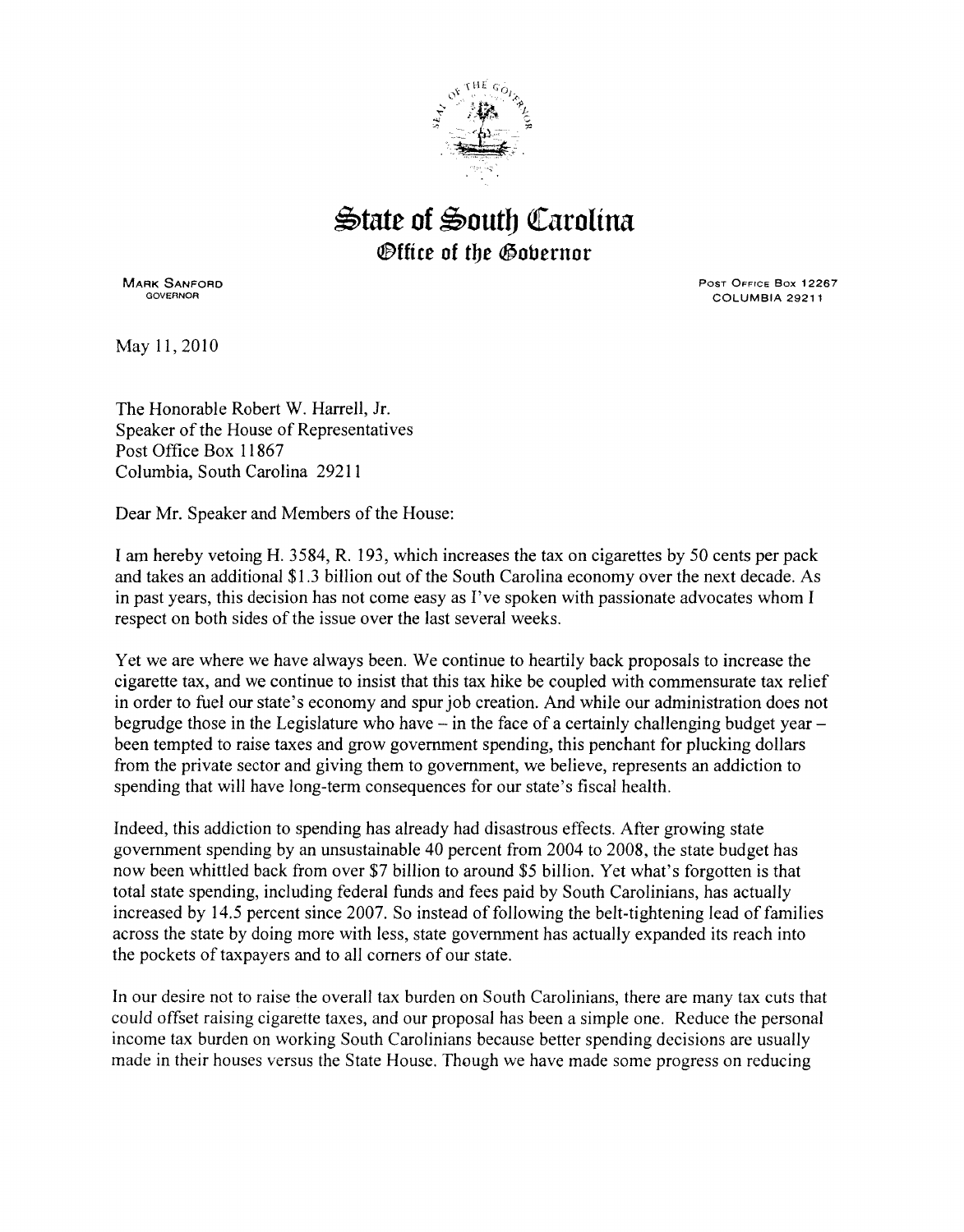# State of South Carolina

## Office of the Governor

MARK SANFORD
GOVERNOR

POST OFFICE BOX 12267
COLUMBIA 29211

May 11, 2010

The Honorable Robert W. Harrell, Jr.
Speaker of the House of Representatives
Post Office Box 11867
Columbia, South Carolina 29211

Dear Mr. Speaker and Members of the House:

I am hereby vetoing H. 3584, R. 193, which increases the tax on cigarettes by 50 cents per pack and takes an additional $1.3 billion out of the South Carolina economy over the next decade. As in past years, this decision has not come easy as I've spoken with passionate advocates whom I respect on both sides of the issue over the last several weeks.

Yet we are where we have always been. We continue to heartily back proposals to increase the cigarette tax, and we continue to insist that this tax hike be coupled with commensurate tax relief in order to fuel our state's economy and spur job creation. And while our administration does not begrudge those in the Legislature who have – in the face of a certainly challenging budget year – been tempted to raise taxes and grow government spending, this penchant for plucking dollars from the private sector and giving them to government, we believe, represents an addiction to spending that will have long-term consequences for our state's fiscal health.

Indeed, this addiction to spending has already had disastrous effects. After growing state government spending by an unsustainable 40 percent from 2004 to 2008, the state budget has now been whittled back from over $7 billion to around $5 billion. Yet what's forgotten is that total state spending, including federal funds and fees paid by South Carolinians, has actually increased by 14.5 percent since 2007. So instead of following the belt-tightening lead of families across the state by doing more with less, state government has actually expanded its reach into the pockets of taxpayers and to all corners of our state.

In our desire not to raise the overall tax burden on South Carolinians, there are many tax cuts that could offset raising cigarette taxes, and our proposal has been a simple one. Reduce the personal income tax burden on working South Carolinians because better spending decisions are usually made in their houses versus the State House. Though we have made some progress on reducing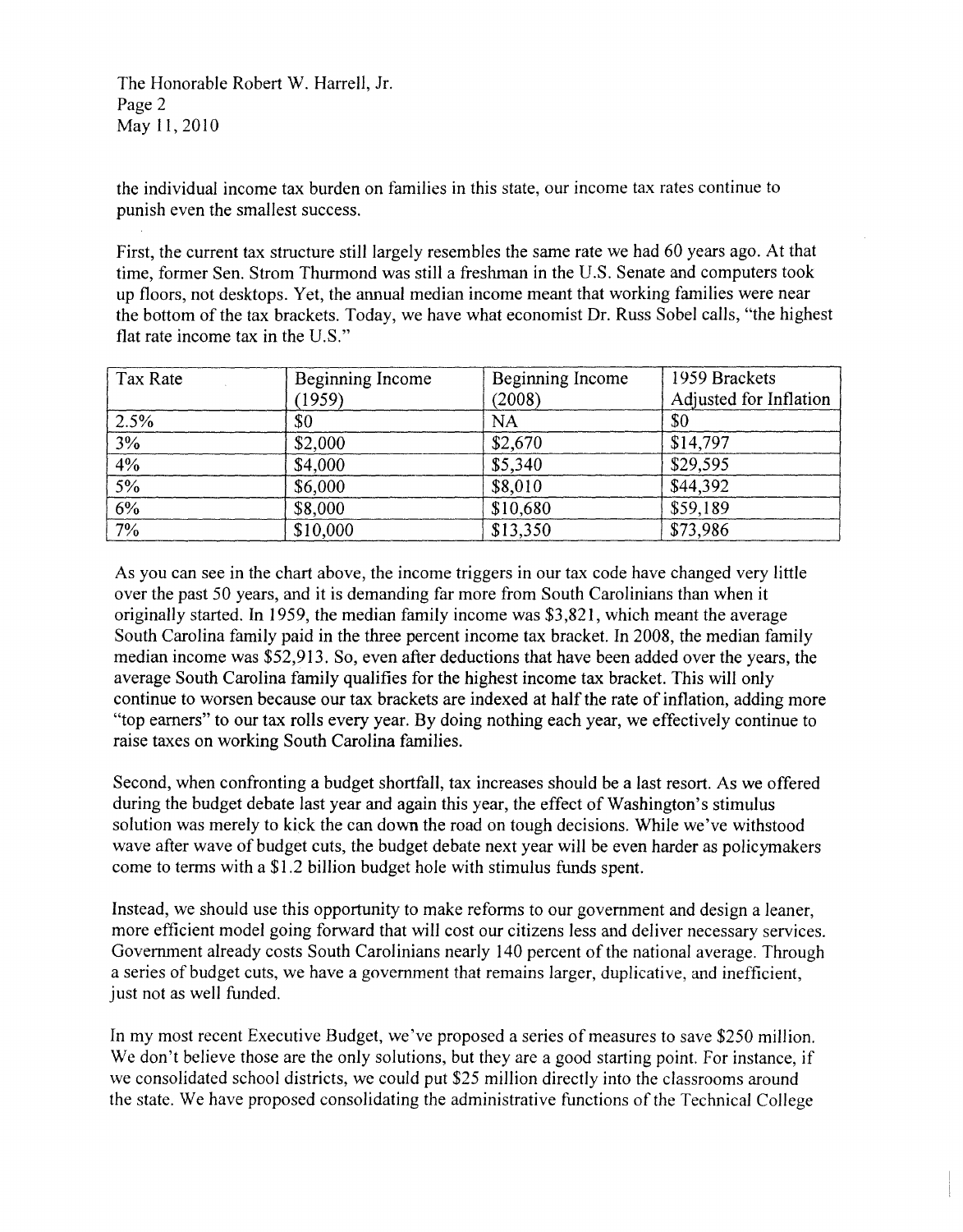the individual income tax burden on families in this state, our income tax rates continue to punish even the smallest success.

First, the current tax structure still largely resembles the same rate we had 60 years ago. At that time, former Sen. Strom Thurmond was still a freshman in the U.S. Senate and computers took up floors, not desktops. Yet, the annual median income meant that working families were near the bottom of the tax brackets. Today, we have what economist Dr. Russ Sobel calls, "the highest flat rate income tax in the U.S."

| Tax Rate | Beginning Income (1959) | Beginning Income (2008) | 1959 Brackets Adjusted for Inflation |
|---|---|---|---|
| 2.5% | $0 | NA | $0 |
| 3% | $2,000 | $2,670 | $14,797 |
| 4% | $4,000 | $5,340 | $29,595 |
| 5% | $6,000 | $8,010 | $44,392 |
| 6% | $8,000 | $10,680 | $59,189 |
| 7% | $10,000 | $13,350 | $73,986 |

As you can see in the chart above, the income triggers in our tax code have changed very little over the past 50 years, and it is demanding far more from South Carolinians than when it originally started. In 1959, the median family income was $3,821, which meant the average South Carolina family paid in the three percent income tax bracket. In 2008, the median family median income was $52,913. So, even after deductions that have been added over the years, the average South Carolina family qualifies for the highest income tax bracket. This will only continue to worsen because our tax brackets are indexed at half the rate of inflation, adding more "top earners" to our tax rolls every year. By doing nothing each year, we effectively continue to raise taxes on working South Carolina families.

Second, when confronting a budget shortfall, tax increases should be a last resort. As we offered during the budget debate last year and again this year, the effect of Washington's stimulus solution was merely to kick the can down the road on tough decisions. While we've withstood wave after wave of budget cuts, the budget debate next year will be even harder as policymakers come to terms with a $1.2 billion budget hole with stimulus funds spent.

Instead, we should use this opportunity to make reforms to our government and design a leaner, more efficient model going forward that will cost our citizens less and deliver necessary services. Government already costs South Carolinians nearly 140 percent of the national average. Through a series of budget cuts, we have a government that remains larger, duplicative, and inefficient, just not as well funded.

In my most recent Executive Budget, we've proposed a series of measures to save $250 million. We don't believe those are the only solutions, but they are a good starting point. For instance, if we consolidated school districts, we could put $25 million directly into the classrooms around the state. We have proposed consolidating the administrative functions of the Technical College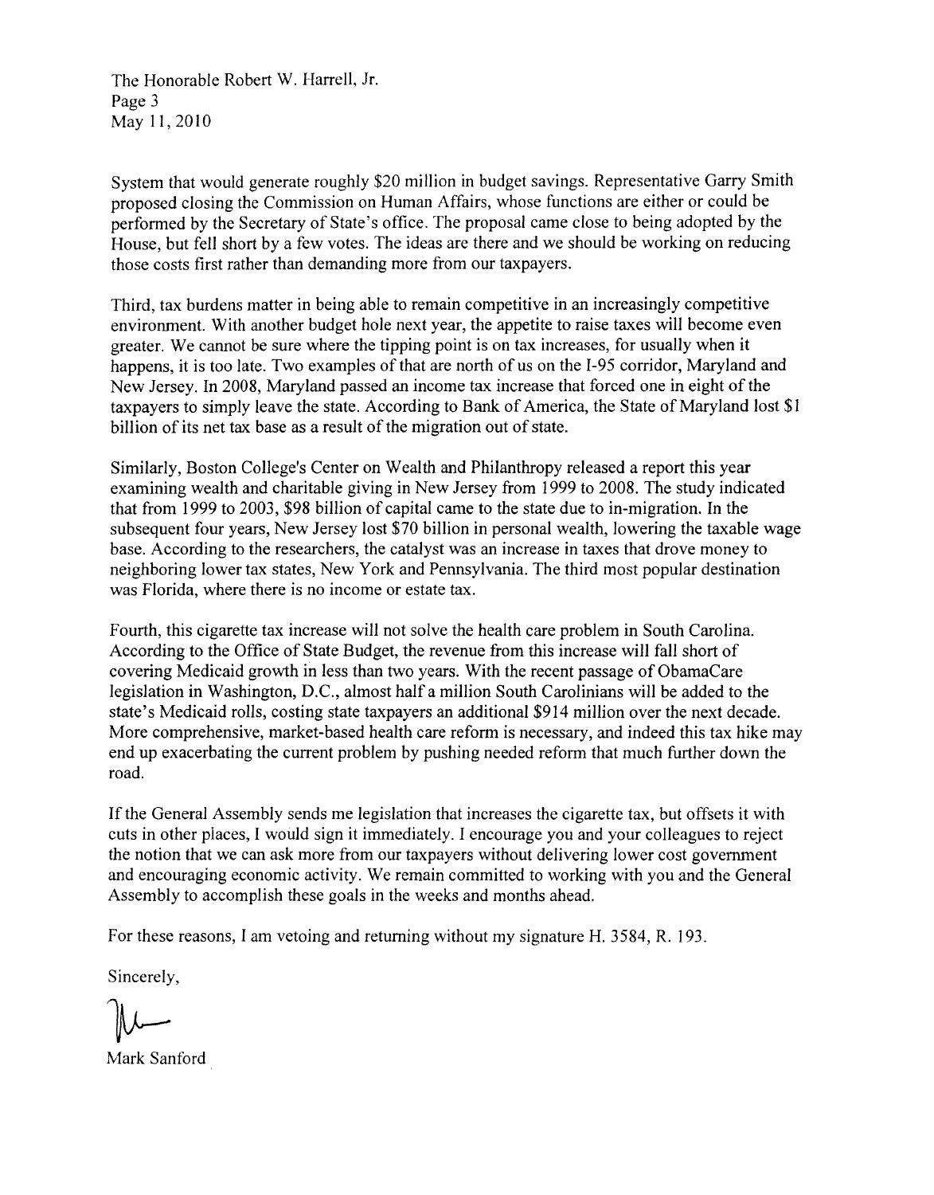System that would generate roughly $20 million in budget savings. Representative Garry Smith proposed closing the Commission on Human Affairs, whose functions are either or could be performed by the Secretary of State's office. The proposal came close to being adopted by the House, but fell short by a few votes. The ideas are there and we should be working on reducing those costs first rather than demanding more from our taxpayers.

Third, tax burdens matter in being able to remain competitive in an increasingly competitive environment. With another budget hole next year, the appetite to raise taxes will become even greater. We cannot be sure where the tipping point is on tax increases, for usually when it happens, it is too late. Two examples of that are north of us on the I-95 corridor, Maryland and New Jersey. In 2008, Maryland passed an income tax increase that forced one in eight of the taxpayers to simply leave the state. According to Bank of America, the State of Maryland lost $1 billion of its net tax base as a result of the migration out of state.

Similarly, Boston College's Center on Wealth and Philanthropy released a report this year examining wealth and charitable giving in New Jersey from 1999 to 2008. The study indicated that from 1999 to 2003, $98 billion of capital came to the state due to in-migration. In the subsequent four years, New Jersey lost $70 billion in personal wealth, lowering the taxable wage base. According to the researchers, the catalyst was an increase in taxes that drove money to neighboring lower tax states, New York and Pennsylvania. The third most popular destination was Florida, where there is no income or estate tax.

Fourth, this cigarette tax increase will not solve the health care problem in South Carolina. According to the Office of State Budget, the revenue from this increase will fall short of covering Medicaid growth in less than two years. With the recent passage of ObamaCare legislation in Washington, D.C., almost half a million South Carolinians will be added to the state's Medicaid rolls, costing state taxpayers an additional $914 million over the next decade. More comprehensive, market-based health care reform is necessary, and indeed this tax hike may end up exacerbating the current problem by pushing needed reform that much further down the road.

If the General Assembly sends me legislation that increases the cigarette tax, but offsets it with cuts in other places, I would sign it immediately. I encourage you and your colleagues to reject the notion that we can ask more from our taxpayers without delivering lower cost government and encouraging economic activity. We remain committed to working with you and the General Assembly to accomplish these goals in the weeks and months ahead.

For these reasons, I am vetoing and returning without my signature H. 3584, R. 193.

Sincerely,

Mark Sanford